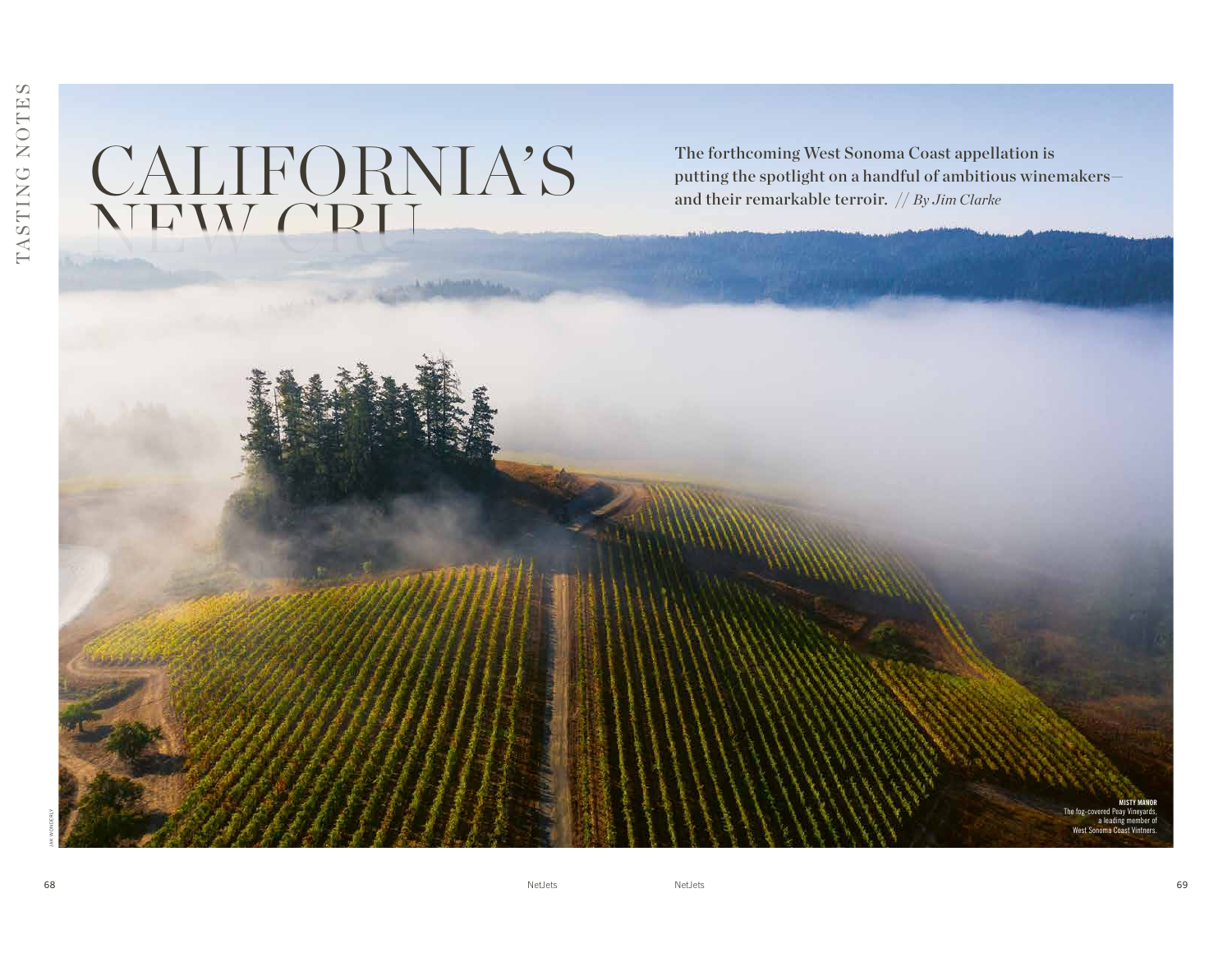# CALIFORNIA'S NEW CRU

The forthcoming West Sonoma Coast appellation is putting the spotlight on a handful of ambitious winemakers—and their remarkable terroir. // *By Jim Clarke*

**MISTY MANOR**
The fog-covered Peay Vineyards, a leading member of West Sonoma Coast Vintners.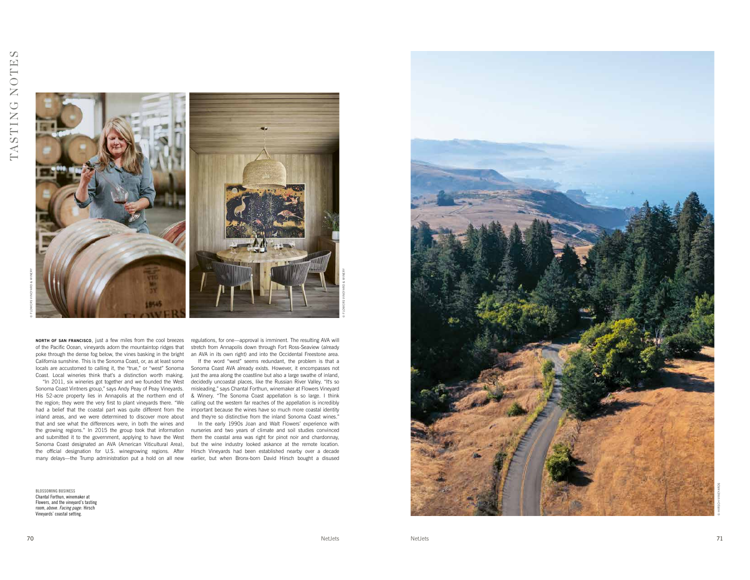**NORTH OF SAN FRANCISCO**, just a few miles from the cool breezes of the Pacific Ocean, vineyards adorn the mountaintop ridges that poke through the dense fog below, the vines basking in the bright California sunshine. This is the Sonoma Coast, or, as at least some locals are accustomed to calling it, the "true," or "west" Sonoma Coast. Local wineries think that's a distinction worth making.

"In 2011, six wineries got together and we founded the West Sonoma Coast Vintners group," says Andy Peay of Peay Vineyards. His 52-acre property lies in Annapolis at the northern end of the region; they were the very first to plant vineyards there. "We had a belief that the coastal part was quite different from the inland areas, and we were determined to discover more about that and see what the differences were, in both the wines and the growing regions." In 2015 the group took that information and submitted it to the government, applying to have the West Sonoma Coast designated an AVA (American Viticultural Area), the official designation for U.S. winegrowing regions. After many delays—the Trump administration put a hold on all new regulations, for one—approval is imminent. The resulting AVA will stretch from Annapolis down through Fort Ross-Seaview (already an AVA in its own right) and into the Occidental Freestone area.

If the word "west" seems redundant, the problem is that a Sonoma Coast AVA already exists. However, it encompasses not just the area along the coastline but also a large swathe of inland, decidedly uncoastal places, like the Russian River Valley. "It's so misleading," says Chantal Forthun, winemaker at Flowers Vineyard & Winery. "The Sonoma Coast appellation is so large. I think calling out the western far reaches of the appellation is incredibly important because the wines have so much more coastal identity and they're so distinctive from the inland Sonoma Coast wines."

In the early 1990s Joan and Walt Flowers' experience with nurseries and two years of climate and soil studies convinced them the coastal area was right for pinot noir and chardonnay, but the wine industry looked askance at the remote location. Hirsch Vineyards had been established nearby over a decade earlier, but when Bronx-born David Hirsch bought a disused

**BLOSSOMING BUSINESS**
Chantal Forthun, winemaker at Flowers, and the vineyard's tasting room, *above*. *Facing page*: Hirsch Vineyards' coastal setting.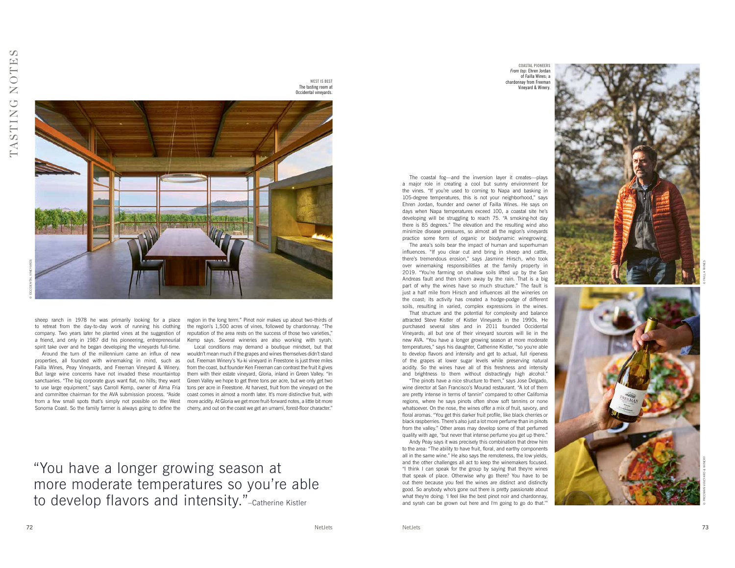WEST IS BEST
The tasting room at Occidental vineyards.

sheep ranch in 1978 he was primarily looking for a place to retreat from the day-to-day work of running his clothing company. Two years later he planted vines at the suggestion of a friend, and only in 1987 did his pioneering, entrepreneurial spirit take over and he began developing the vineyards full-time.

Around the turn of the millennium came an influx of new properties, all founded with winemaking in mind, such as Failla Wines, Peay Vineyards, and Freeman Vineyard & Winery. But large wine concerns have not invaded these mountaintop sanctuaries. "The big corporate guys want flat, no hills; they want to use large equipment," says Carroll Kemp, owner of Alma Fria and committee chairman for the AVA submission process. "Aside from a few small spots that's simply not possible on the West Sonoma Coast. So the family farmer is always going to define the region in the long term." Pinot noir makes up about two-thirds of the region's 1,500 acres of vines, followed by chardonnay. "The reputation of the area rests on the success of those two varieties," Kemp says. Several wineries are also working with syrah.

Local conditions may demand a boutique mindset, but that wouldn't mean much if the grapes and wines themselves didn't stand out. Freeman Winery's Yu-ki vineyard in Freestone is just three miles from the coast, but founder Ken Freeman can contrast the fruit it gives them with their estate vineyard, Gloria, inland in Green Valley. "In Green Valley we hope to get three tons per acre, but we only get two tons per acre in Freestone. At harvest, fruit from the vineyard on the coast comes in almost a month later. It's more distinctive fruit, with more acidity. At Gloria we get more fruit-forward notes, a little bit more cherry, and out on the coast we get an umami, forest-floor character."

"You have a longer growing season at more moderate temperatures so you're able to develop flavors and intensity." –Catherine Kistler

COASTAL PIONEERS
*From top:* Ehren Jordan of Failla Wines; a chardonnay from Freeman Vineyard & Winery.

The coastal fog—and the inversion layer it creates—plays a major role in creating a cool but sunny environment for the vines. "If you're used to coming to Napa and basking in 105-degree temperatures, this is not your neighborhood," says Ehren Jordan, founder and owner of Failla Wines. He says on days when Napa temperatures exceed 100, a coastal site he's developing will be struggling to reach 75. "A smoking-hot day there is 85 degrees." The elevation and the resulting wind also minimize disease pressures, so almost all the region's vineyards practice some form of organic or biodynamic winegrowing.

The area's soils bear the impact of human and superhuman influences. "If you clear cut and bring in sheep and cattle, there's tremendous erosion," says Jasmine Hirsch, who took over winemaking responsibilities at the family property in 2019. "You're farming on shallow soils lifted up by the San Andreas fault and then shorn away by the rain. That is a big part of why the wines have so much structure." The fault is just a half mile from Hirsch and influences all the wineries on the coast; its activity has created a hodge-podge of different soils, resulting in varied, complex expressions in the wines.

That structure and the potential for complexity and balance attracted Steve Kistler of Kistler Vineyards in the 1990s. He purchased several sites and in 2011 founded Occidental Vineyards; all but one of their vineyard sources will lie in the new AVA. "You have a longer growing season at more moderate temperatures," says his daughter, Catherine Kistler, "so you're able to develop flavors and intensity and get to actual, full ripeness of the grapes at lower sugar levels while preserving natural acidity. So the wines have all of this freshness and intensity and brightness to them without distractingly high alcohol."

"The pinots have a nice structure to them," says Jose Delgado, wine director at San Francisco's Mourad restaurant. "A lot of them are pretty intense in terms of tannin" compared to other California regions, where he says pinots often show soft tannins or none whatsoever. On the nose, the wines offer a mix of fruit, savory, and floral aromas. "You get this darker fruit profile, like black cherries or black raspberries. There's also just a lot more perfume than in pinots from the valley." Other areas may develop some of that perfumed quality with age, "but never that intense perfume you get up there."

Andy Peay says it was precisely this combination that drew him to the area: "The ability to have fruit, floral, and earthy components all in the same wine." He also says the remoteness, the low yields, and the other challenges all act to keep the winemakers focused. "I think I can speak for the group by saying that they're wines that speak of place. Otherwise why go there? You have to be out there because you feel the wines are distinct and distinctly good. So anybody who's gone out there is pretty passionate about what they're doing: 'I feel like the best pinot noir and chardonnay, and syrah can be grown out here and I'm going to go do that.'"